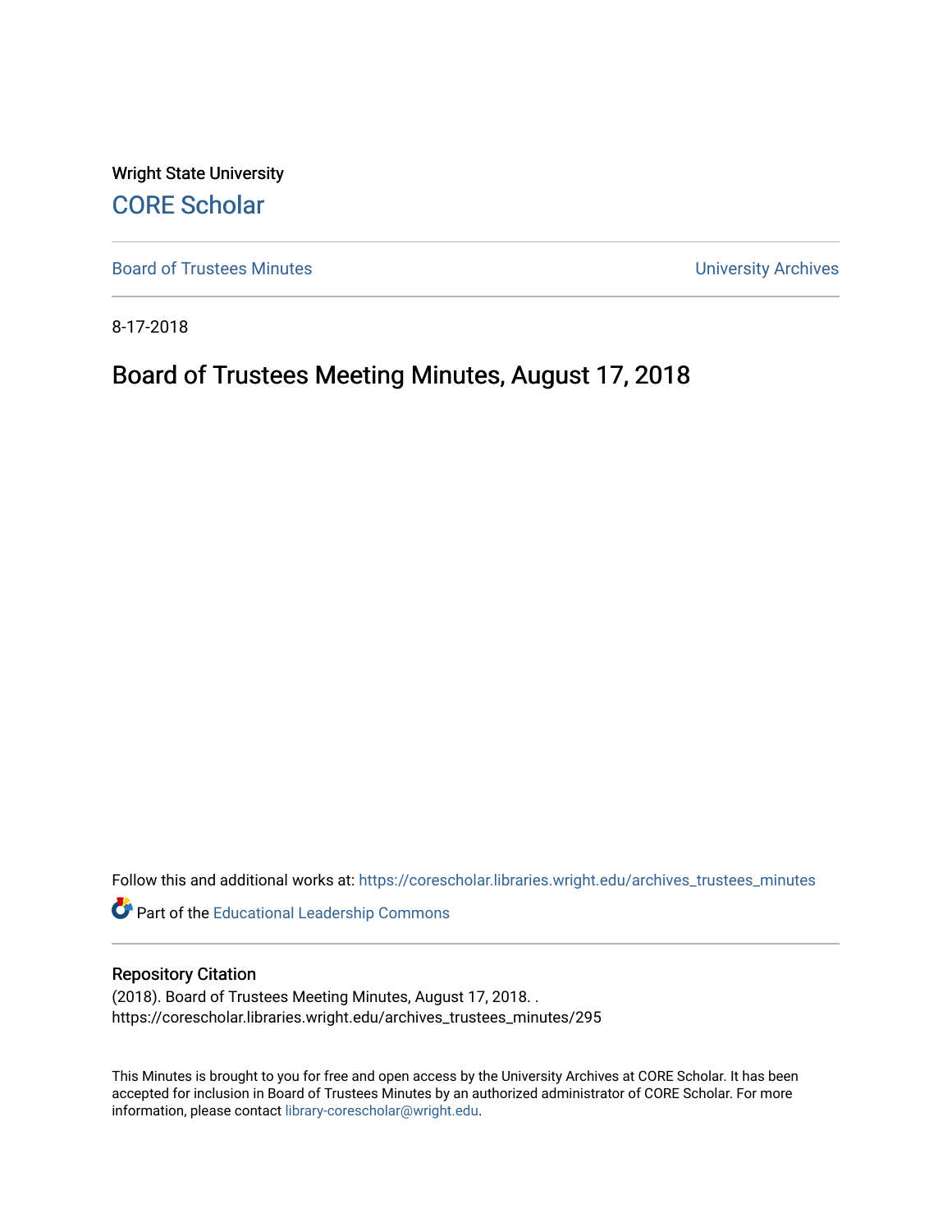Wright State University

CORE Scholar

Board of Trustees Minutes

University Archives

8-17-2018

# Board of Trustees Meeting Minutes, August 17, 2018

Follow this and additional works at: https://corescholar.libraries.wright.edu/archives_trustees_minutes

Part of the Educational Leadership Commons

## Repository Citation

(2018). Board of Trustees Meeting Minutes, August 17, 2018. .
https://corescholar.libraries.wright.edu/archives_trustees_minutes/295

This Minutes is brought to you for free and open access by the University Archives at CORE Scholar. It has been accepted for inclusion in Board of Trustees Minutes by an authorized administrator of CORE Scholar. For more information, please contact library-corescholar@wright.edu.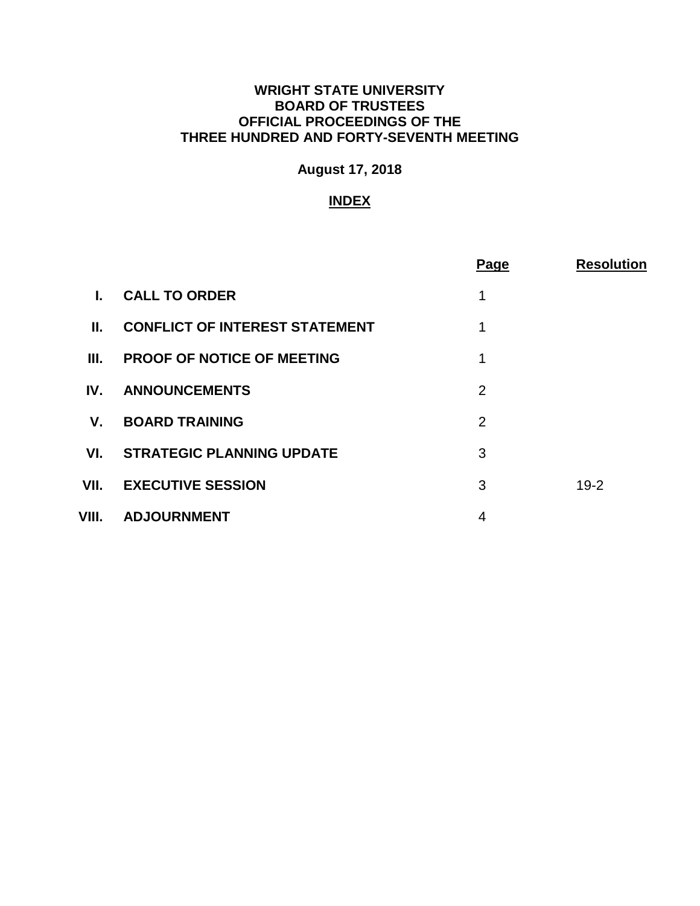**WRIGHT STATE UNIVERSITY**
**BOARD OF TRUSTEES**
**OFFICIAL PROCEEDINGS OF THE**
**THREE HUNDRED AND FORTY-SEVENTH MEETING**

**August 17, 2018**

# INDEX

| | | Page | Resolution |
|---|---|---|---|
| **I.** | **CALL TO ORDER** | 1 | |
| **II.** | **CONFLICT OF INTEREST STATEMENT** | 1 | |
| **III.** | **PROOF OF NOTICE OF MEETING** | 1 | |
| **IV.** | **ANNOUNCEMENTS** | 2 | |
| **V.** | **BOARD TRAINING** | 2 | |
| **VI.** | **STRATEGIC PLANNING UPDATE** | 3 | |
| **VII.** | **EXECUTIVE SESSION** | 3 | 19-2 |
| **VIII.** | **ADJOURNMENT** | 4 | |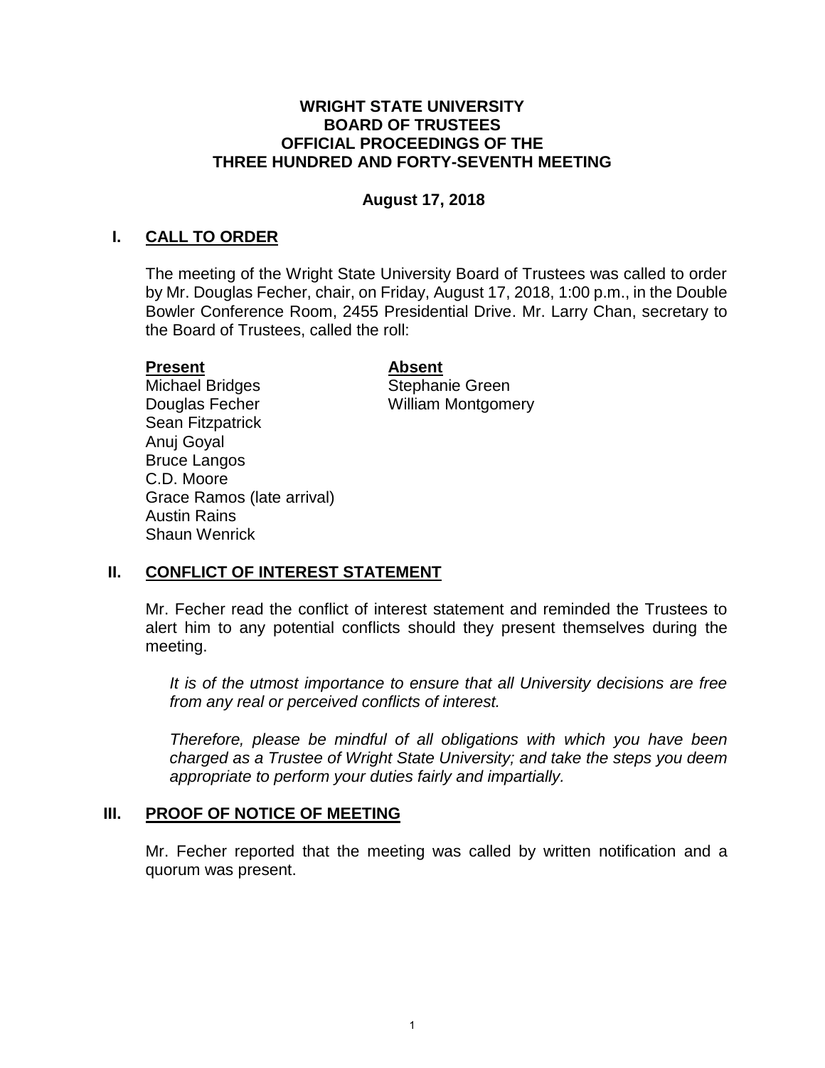# WRIGHT STATE UNIVERSITY
# BOARD OF TRUSTEES
# OFFICIAL PROCEEDINGS OF THE
# THREE HUNDRED AND FORTY-SEVENTH MEETING

**August 17, 2018**

## I. CALL TO ORDER

The meeting of the Wright State University Board of Trustees was called to order by Mr. Douglas Fecher, chair, on Friday, August 17, 2018, 1:00 p.m., in the Double Bowler Conference Room, 2455 Presidential Drive. Mr. Larry Chan, secretary to the Board of Trustees, called the roll:

| **Present** | **Absent** |
|---|---|
| Michael Bridges | Stephanie Green |
| Douglas Fecher | William Montgomery |
| Sean Fitzpatrick | |
| Anuj Goyal | |
| Bruce Langos | |
| C.D. Moore | |
| Grace Ramos (late arrival) | |
| Austin Rains | |
| Shaun Wenrick | |

## II. CONFLICT OF INTEREST STATEMENT

Mr. Fecher read the conflict of interest statement and reminded the Trustees to alert him to any potential conflicts should they present themselves during the meeting.

*It is of the utmost importance to ensure that all University decisions are free from any real or perceived conflicts of interest.*

*Therefore, please be mindful of all obligations with which you have been charged as a Trustee of Wright State University; and take the steps you deem appropriate to perform your duties fairly and impartially.*

## III. PROOF OF NOTICE OF MEETING

Mr. Fecher reported that the meeting was called by written notification and a quorum was present.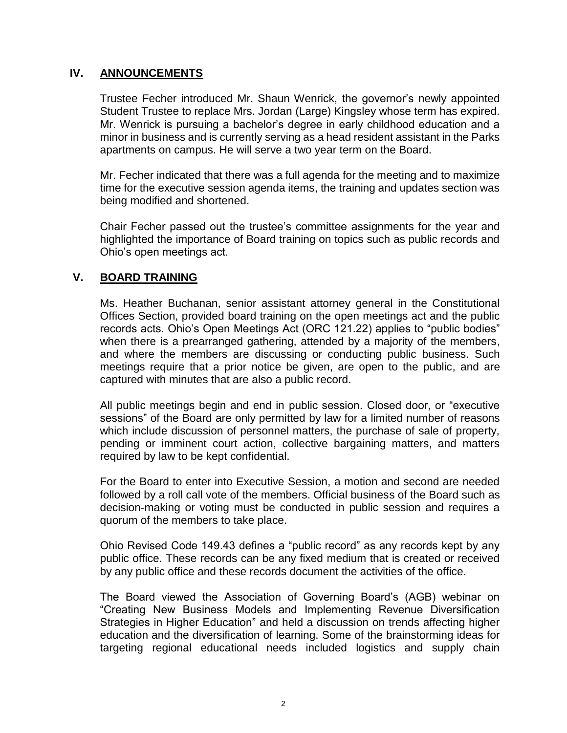## IV. ANNOUNCEMENTS

Trustee Fecher introduced Mr. Shaun Wenrick, the governor's newly appointed Student Trustee to replace Mrs. Jordan (Large) Kingsley whose term has expired. Mr. Wenrick is pursuing a bachelor's degree in early childhood education and a minor in business and is currently serving as a head resident assistant in the Parks apartments on campus. He will serve a two year term on the Board.

Mr. Fecher indicated that there was a full agenda for the meeting and to maximize time for the executive session agenda items, the training and updates section was being modified and shortened.

Chair Fecher passed out the trustee's committee assignments for the year and highlighted the importance of Board training on topics such as public records and Ohio's open meetings act.

## V. BOARD TRAINING

Ms. Heather Buchanan, senior assistant attorney general in the Constitutional Offices Section, provided board training on the open meetings act and the public records acts. Ohio's Open Meetings Act (ORC 121.22) applies to "public bodies" when there is a prearranged gathering, attended by a majority of the members, and where the members are discussing or conducting public business. Such meetings require that a prior notice be given, are open to the public, and are captured with minutes that are also a public record.

All public meetings begin and end in public session. Closed door, or "executive sessions" of the Board are only permitted by law for a limited number of reasons which include discussion of personnel matters, the purchase of sale of property, pending or imminent court action, collective bargaining matters, and matters required by law to be kept confidential.

For the Board to enter into Executive Session, a motion and second are needed followed by a roll call vote of the members. Official business of the Board such as decision-making or voting must be conducted in public session and requires a quorum of the members to take place.

Ohio Revised Code 149.43 defines a "public record" as any records kept by any public office. These records can be any fixed medium that is created or received by any public office and these records document the activities of the office.

The Board viewed the Association of Governing Board's (AGB) webinar on "Creating New Business Models and Implementing Revenue Diversification Strategies in Higher Education" and held a discussion on trends affecting higher education and the diversification of learning. Some of the brainstorming ideas for targeting regional educational needs included logistics and supply chain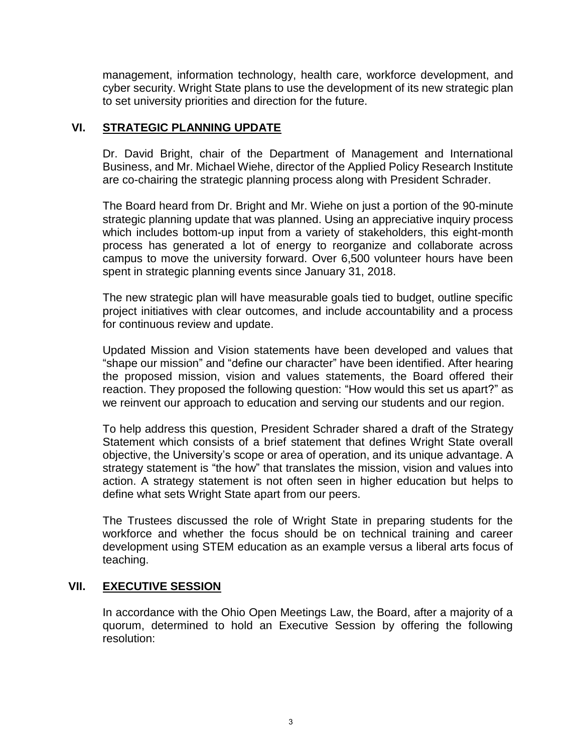management, information technology, health care, workforce development, and cyber security. Wright State plans to use the development of its new strategic plan to set university priorities and direction for the future.

## VI. STRATEGIC PLANNING UPDATE

Dr. David Bright, chair of the Department of Management and International Business, and Mr. Michael Wiehe, director of the Applied Policy Research Institute are co-chairing the strategic planning process along with President Schrader.

The Board heard from Dr. Bright and Mr. Wiehe on just a portion of the 90-minute strategic planning update that was planned. Using an appreciative inquiry process which includes bottom-up input from a variety of stakeholders, this eight-month process has generated a lot of energy to reorganize and collaborate across campus to move the university forward. Over 6,500 volunteer hours have been spent in strategic planning events since January 31, 2018.

The new strategic plan will have measurable goals tied to budget, outline specific project initiatives with clear outcomes, and include accountability and a process for continuous review and update.

Updated Mission and Vision statements have been developed and values that "shape our mission" and "define our character" have been identified. After hearing the proposed mission, vision and values statements, the Board offered their reaction. They proposed the following question: "How would this set us apart?" as we reinvent our approach to education and serving our students and our region.

To help address this question, President Schrader shared a draft of the Strategy Statement which consists of a brief statement that defines Wright State overall objective, the University's scope or area of operation, and its unique advantage. A strategy statement is "the how" that translates the mission, vision and values into action. A strategy statement is not often seen in higher education but helps to define what sets Wright State apart from our peers.

The Trustees discussed the role of Wright State in preparing students for the workforce and whether the focus should be on technical training and career development using STEM education as an example versus a liberal arts focus of teaching.

## VII. EXECUTIVE SESSION

In accordance with the Ohio Open Meetings Law, the Board, after a majority of a quorum, determined to hold an Executive Session by offering the following resolution: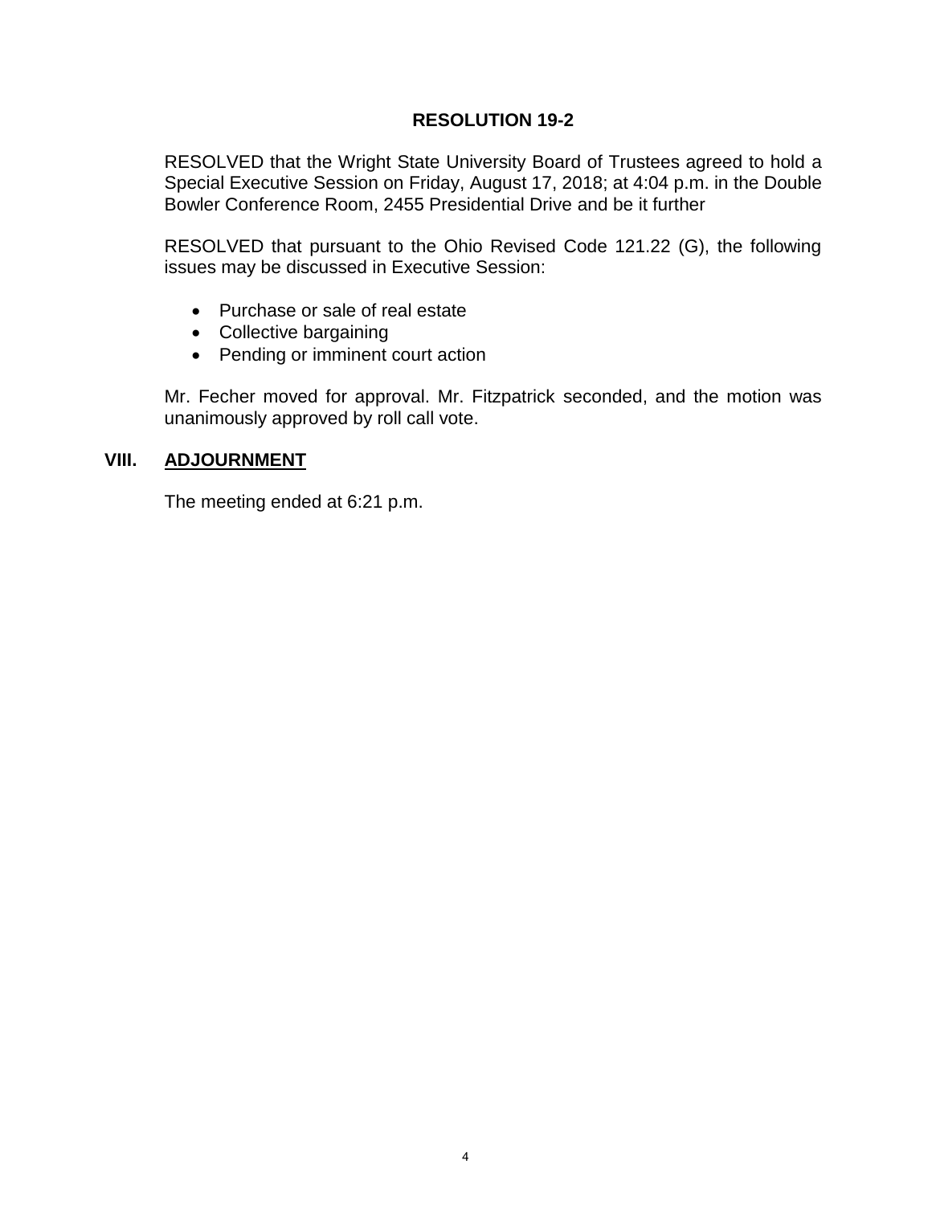**RESOLUTION 19-2**

RESOLVED that the Wright State University Board of Trustees agreed to hold a Special Executive Session on Friday, August 17, 2018; at 4:04 p.m. in the Double Bowler Conference Room, 2455 Presidential Drive and be it further

RESOLVED that pursuant to the Ohio Revised Code 121.22 (G), the following issues may be discussed in Executive Session:

- Purchase or sale of real estate
- Collective bargaining
- Pending or imminent court action

Mr. Fecher moved for approval. Mr. Fitzpatrick seconded, and the motion was unanimously approved by roll call vote.

## VIII. ADJOURNMENT

The meeting ended at 6:21 p.m.